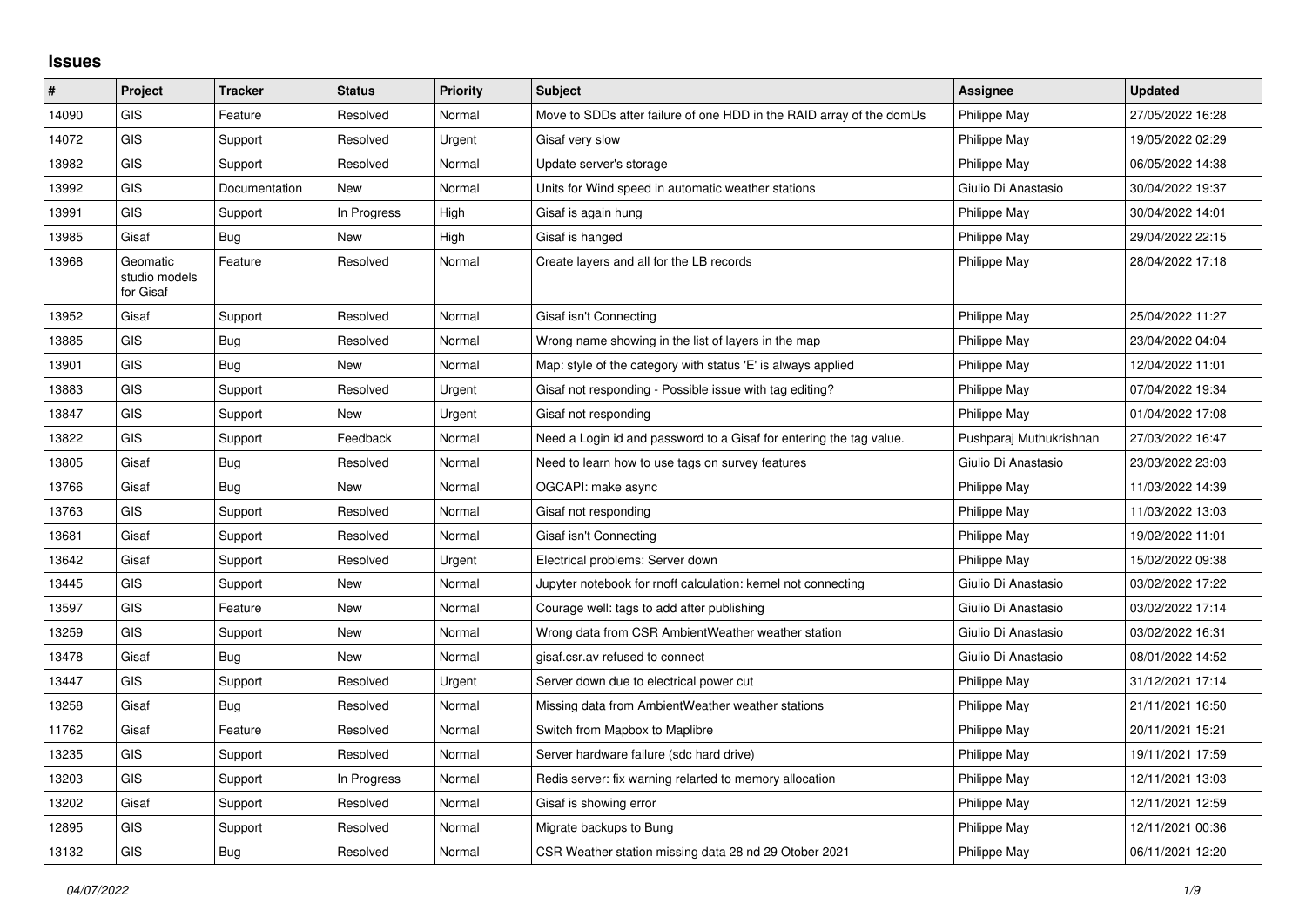## Issues

| # | Project | Tracker | Status | Priority | Subject | Assignee | Updated |
|---|---|---|---|---|---|---|---|
| 14090 | GIS | Feature | Resolved | Normal | Move to SDDs after failure of one HDD in the RAID array of the domUs | Philippe May | 27/05/2022 16:28 |
| 14072 | GIS | Support | Resolved | Urgent | Gisaf very slow | Philippe May | 19/05/2022 02:29 |
| 13982 | GIS | Support | Resolved | Normal | Update server's storage | Philippe May | 06/05/2022 14:38 |
| 13992 | GIS | Documentation | New | Normal | Units for Wind speed in automatic weather stations | Giulio Di Anastasio | 30/04/2022 19:37 |
| 13991 | GIS | Support | In Progress | High | Gisaf is again hung | Philippe May | 30/04/2022 14:01 |
| 13985 | Gisaf | Bug | New | High | Gisaf is hanged | Philippe May | 29/04/2022 22:15 |
| 13968 | Geomatic studio models for Gisaf | Feature | Resolved | Normal | Create layers and all for the LB records | Philippe May | 28/04/2022 17:18 |
| 13952 | Gisaf | Support | Resolved | Normal | Gisaf isn't Connecting | Philippe May | 25/04/2022 11:27 |
| 13885 | GIS | Bug | Resolved | Normal | Wrong name showing in the list of layers in the map | Philippe May | 23/04/2022 04:04 |
| 13901 | GIS | Bug | New | Normal | Map: style of the category with status 'E' is always applied | Philippe May | 12/04/2022 11:01 |
| 13883 | GIS | Support | Resolved | Urgent | Gisaf not responding - Possible issue with tag editing? | Philippe May | 07/04/2022 19:34 |
| 13847 | GIS | Support | New | Urgent | Gisaf not responding | Philippe May | 01/04/2022 17:08 |
| 13822 | GIS | Support | Feedback | Normal | Need a Login id and password to a Gisaf for entering the tag value. | Pushparaj Muthukrishnan | 27/03/2022 16:47 |
| 13805 | Gisaf | Bug | Resolved | Normal | Need to learn how to use tags on survey features | Giulio Di Anastasio | 23/03/2022 23:03 |
| 13766 | Gisaf | Bug | New | Normal | OGCAPI: make async | Philippe May | 11/03/2022 14:39 |
| 13763 | GIS | Support | Resolved | Normal | Gisaf not responding | Philippe May | 11/03/2022 13:03 |
| 13681 | Gisaf | Support | Resolved | Normal | Gisaf isn't Connecting | Philippe May | 19/02/2022 11:01 |
| 13642 | Gisaf | Support | Resolved | Urgent | Electrical problems: Server down | Philippe May | 15/02/2022 09:38 |
| 13445 | GIS | Support | New | Normal | Jupyter notebook for rnoff calculation: kernel not connecting | Giulio Di Anastasio | 03/02/2022 17:22 |
| 13597 | GIS | Feature | New | Normal | Courage well: tags to add after publishing | Giulio Di Anastasio | 03/02/2022 17:14 |
| 13259 | GIS | Support | New | Normal | Wrong data from CSR AmbientWeather weather station | Giulio Di Anastasio | 03/02/2022 16:31 |
| 13478 | Gisaf | Bug | New | Normal | gisaf.csr.av refused to connect | Giulio Di Anastasio | 08/01/2022 14:52 |
| 13447 | GIS | Support | Resolved | Urgent | Server down due to electrical power cut | Philippe May | 31/12/2021 17:14 |
| 13258 | Gisaf | Bug | Resolved | Normal | Missing data from AmbientWeather weather stations | Philippe May | 21/11/2021 16:50 |
| 11762 | Gisaf | Feature | Resolved | Normal | Switch from Mapbox to Maplibre | Philippe May | 20/11/2021 15:21 |
| 13235 | GIS | Support | Resolved | Normal | Server hardware failure (sdc hard drive) | Philippe May | 19/11/2021 17:59 |
| 13203 | GIS | Support | In Progress | Normal | Redis server: fix warning relarted to memory allocation | Philippe May | 12/11/2021 13:03 |
| 13202 | Gisaf | Support | Resolved | Normal | Gisaf is showing error | Philippe May | 12/11/2021 12:59 |
| 12895 | GIS | Support | Resolved | Normal | Migrate backups to Bung | Philippe May | 12/11/2021 00:36 |
| 13132 | GIS | Bug | Resolved | Normal | CSR Weather station missing data 28 nd 29 Otober 2021 | Philippe May | 06/11/2021 12:20 |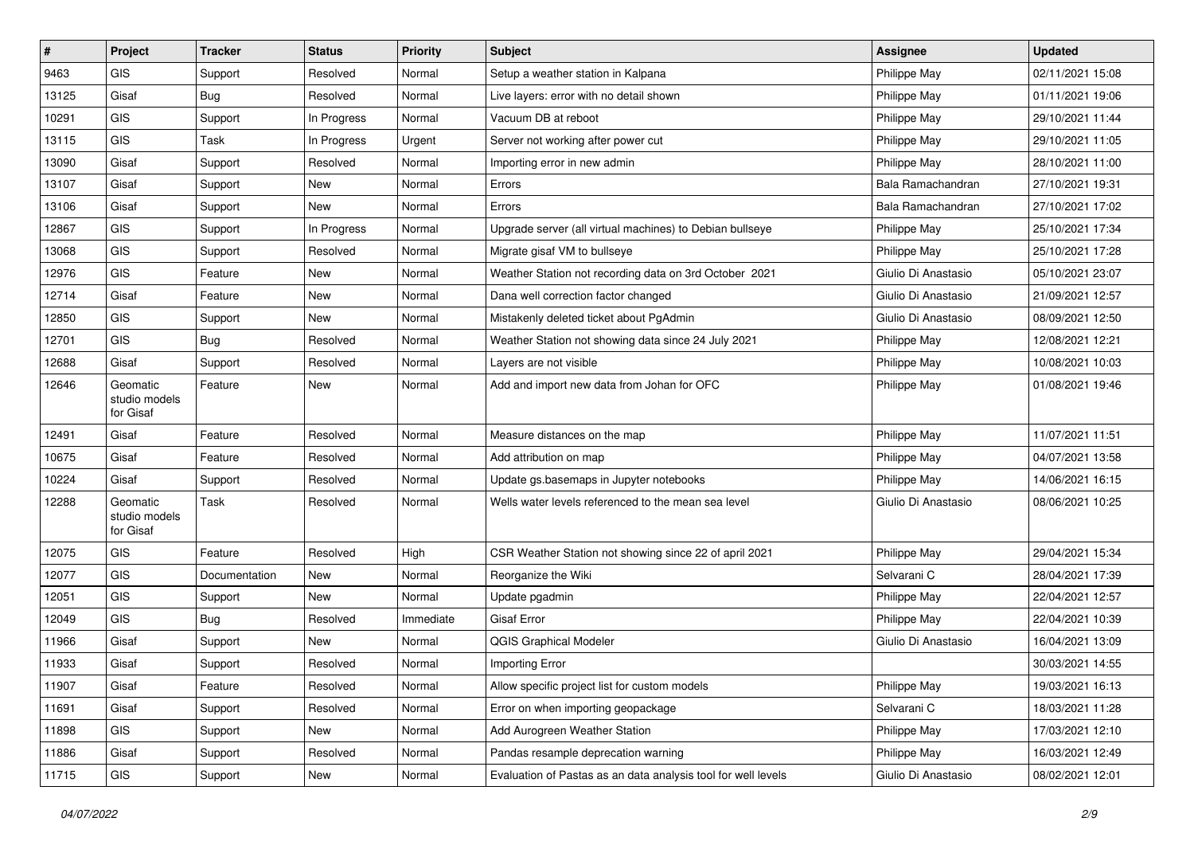| # | Project | Tracker | Status | Priority | Subject | Assignee | Updated |
|---|---|---|---|---|---|---|---|
| 9463 | GIS | Support | Resolved | Normal | Setup a weather station in Kalpana | Philippe May | 02/11/2021 15:08 |
| 13125 | Gisaf | Bug | Resolved | Normal | Live layers: error with no detail shown | Philippe May | 01/11/2021 19:06 |
| 10291 | GIS | Support | In Progress | Normal | Vacuum DB at reboot | Philippe May | 29/10/2021 11:44 |
| 13115 | GIS | Task | In Progress | Urgent | Server not working after power cut | Philippe May | 29/10/2021 11:05 |
| 13090 | Gisaf | Support | Resolved | Normal | Importing error in new admin | Philippe May | 28/10/2021 11:00 |
| 13107 | Gisaf | Support | New | Normal | Errors | Bala Ramachandran | 27/10/2021 19:31 |
| 13106 | Gisaf | Support | New | Normal | Errors | Bala Ramachandran | 27/10/2021 17:02 |
| 12867 | GIS | Support | In Progress | Normal | Upgrade server (all virtual machines) to Debian bullseye | Philippe May | 25/10/2021 17:34 |
| 13068 | GIS | Support | Resolved | Normal | Migrate gisaf VM to bullseye | Philippe May | 25/10/2021 17:28 |
| 12976 | GIS | Feature | New | Normal | Weather Station not recording data on 3rd October 2021 | Giulio Di Anastasio | 05/10/2021 23:07 |
| 12714 | Gisaf | Feature | New | Normal | Dana well correction factor changed | Giulio Di Anastasio | 21/09/2021 12:57 |
| 12850 | GIS | Support | New | Normal | Mistakenly deleted ticket about PgAdmin | Giulio Di Anastasio | 08/09/2021 12:50 |
| 12701 | GIS | Bug | Resolved | Normal | Weather Station not showing data since 24 July 2021 | Philippe May | 12/08/2021 12:21 |
| 12688 | Gisaf | Support | Resolved | Normal | Layers are not visible | Philippe May | 10/08/2021 10:03 |
| 12646 | Geomatic studio models for Gisaf | Feature | New | Normal | Add and import new data from Johan for OFC | Philippe May | 01/08/2021 19:46 |
| 12491 | Gisaf | Feature | Resolved | Normal | Measure distances on the map | Philippe May | 11/07/2021 11:51 |
| 10675 | Gisaf | Feature | Resolved | Normal | Add attribution on map | Philippe May | 04/07/2021 13:58 |
| 10224 | Gisaf | Support | Resolved | Normal | Update gs.basemaps in Jupyter notebooks | Philippe May | 14/06/2021 16:15 |
| 12288 | Geomatic studio models for Gisaf | Task | Resolved | Normal | Wells water levels referenced to the mean sea level | Giulio Di Anastasio | 08/06/2021 10:25 |
| 12075 | GIS | Feature | Resolved | High | CSR Weather Station not showing since 22 of april 2021 | Philippe May | 29/04/2021 15:34 |
| 12077 | GIS | Documentation | New | Normal | Reorganize the Wiki | Selvarani C | 28/04/2021 17:39 |
| 12051 | GIS | Support | New | Normal | Update pgadmin | Philippe May | 22/04/2021 12:57 |
| 12049 | GIS | Bug | Resolved | Immediate | Gisaf Error | Philippe May | 22/04/2021 10:39 |
| 11966 | Gisaf | Support | New | Normal | QGIS Graphical Modeler | Giulio Di Anastasio | 16/04/2021 13:09 |
| 11933 | Gisaf | Support | Resolved | Normal | Importing Error | | 30/03/2021 14:55 |
| 11907 | Gisaf | Feature | Resolved | Normal | Allow specific project list for custom models | Philippe May | 19/03/2021 16:13 |
| 11691 | Gisaf | Support | Resolved | Normal | Error on when importing geopackage | Selvarani C | 18/03/2021 11:28 |
| 11898 | GIS | Support | New | Normal | Add Aurogreen Weather Station | Philippe May | 17/03/2021 12:10 |
| 11886 | Gisaf | Support | Resolved | Normal | Pandas resample deprecation warning | Philippe May | 16/03/2021 12:49 |
| 11715 | GIS | Support | New | Normal | Evaluation of Pastas as an data analysis tool for well levels | Giulio Di Anastasio | 08/02/2021 12:01 |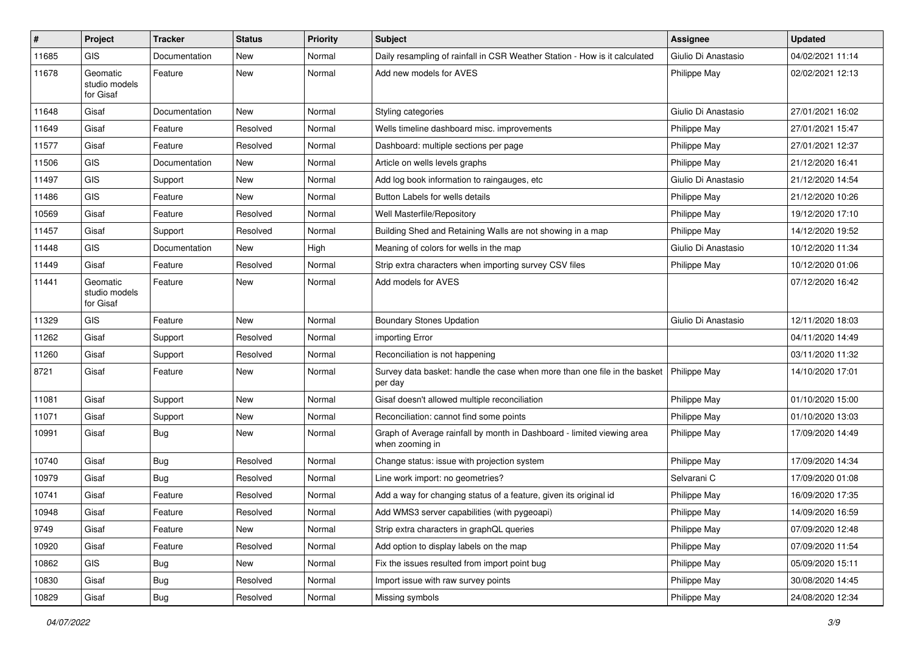| # | Project | Tracker | Status | Priority | Subject | Assignee | Updated |
|---|---|---|---|---|---|---|---|
| 11685 | GIS | Documentation | New | Normal | Daily resampling of rainfall in CSR Weather Station - How is it calculated | Giulio Di Anastasio | 04/02/2021 11:14 |
| 11678 | Geomatic studio models for Gisaf | Feature | New | Normal | Add new models for AVES | Philippe May | 02/02/2021 12:13 |
| 11648 | Gisaf | Documentation | New | Normal | Styling categories | Giulio Di Anastasio | 27/01/2021 16:02 |
| 11649 | Gisaf | Feature | Resolved | Normal | Wells timeline dashboard misc. improvements | Philippe May | 27/01/2021 15:47 |
| 11577 | Gisaf | Feature | Resolved | Normal | Dashboard: multiple sections per page | Philippe May | 27/01/2021 12:37 |
| 11506 | GIS | Documentation | New | Normal | Article on wells levels graphs | Philippe May | 21/12/2020 16:41 |
| 11497 | GIS | Support | New | Normal | Add log book information to raingauges, etc | Giulio Di Anastasio | 21/12/2020 14:54 |
| 11486 | GIS | Feature | New | Normal | Button Labels for wells details | Philippe May | 21/12/2020 10:26 |
| 10569 | Gisaf | Feature | Resolved | Normal | Well Masterfile/Repository | Philippe May | 19/12/2020 17:10 |
| 11457 | Gisaf | Support | Resolved | Normal | Building Shed and Retaining Walls are not showing in a map | Philippe May | 14/12/2020 19:52 |
| 11448 | GIS | Documentation | New | High | Meaning of colors for wells in the map | Giulio Di Anastasio | 10/12/2020 11:34 |
| 11449 | Gisaf | Feature | Resolved | Normal | Strip extra characters when importing survey CSV files | Philippe May | 10/12/2020 01:06 |
| 11441 | Geomatic studio models for Gisaf | Feature | New | Normal | Add models for AVES | | 07/12/2020 16:42 |
| 11329 | GIS | Feature | New | Normal | Boundary Stones Updation | Giulio Di Anastasio | 12/11/2020 18:03 |
| 11262 | Gisaf | Support | Resolved | Normal | importing Error | | 04/11/2020 14:49 |
| 11260 | Gisaf | Support | Resolved | Normal | Reconciliation is not happening | | 03/11/2020 11:32 |
| 8721 | Gisaf | Feature | New | Normal | Survey data basket: handle the case when more than one file in the basket per day | Philippe May | 14/10/2020 17:01 |
| 11081 | Gisaf | Support | New | Normal | Gisaf doesn't allowed multiple reconciliation | Philippe May | 01/10/2020 15:00 |
| 11071 | Gisaf | Support | New | Normal | Reconciliation: cannot find some points | Philippe May | 01/10/2020 13:03 |
| 10991 | Gisaf | Bug | New | Normal | Graph of Average rainfall by month in Dashboard - limited viewing area when zooming in | Philippe May | 17/09/2020 14:49 |
| 10740 | Gisaf | Bug | Resolved | Normal | Change status: issue with projection system | Philippe May | 17/09/2020 14:34 |
| 10979 | Gisaf | Bug | Resolved | Normal | Line work import: no geometries? | Selvarani C | 17/09/2020 01:08 |
| 10741 | Gisaf | Feature | Resolved | Normal | Add a way for changing status of a feature, given its original id | Philippe May | 16/09/2020 17:35 |
| 10948 | Gisaf | Feature | Resolved | Normal | Add WMS3 server capabilities (with pygeoapi) | Philippe May | 14/09/2020 16:59 |
| 9749 | Gisaf | Feature | New | Normal | Strip extra characters in graphQL queries | Philippe May | 07/09/2020 12:48 |
| 10920 | Gisaf | Feature | Resolved | Normal | Add option to display labels on the map | Philippe May | 07/09/2020 11:54 |
| 10862 | GIS | Bug | New | Normal | Fix the issues resulted from import point bug | Philippe May | 05/09/2020 15:11 |
| 10830 | Gisaf | Bug | Resolved | Normal | Import issue with raw survey points | Philippe May | 30/08/2020 14:45 |
| 10829 | Gisaf | Bug | Resolved | Normal | Missing symbols | Philippe May | 24/08/2020 12:34 |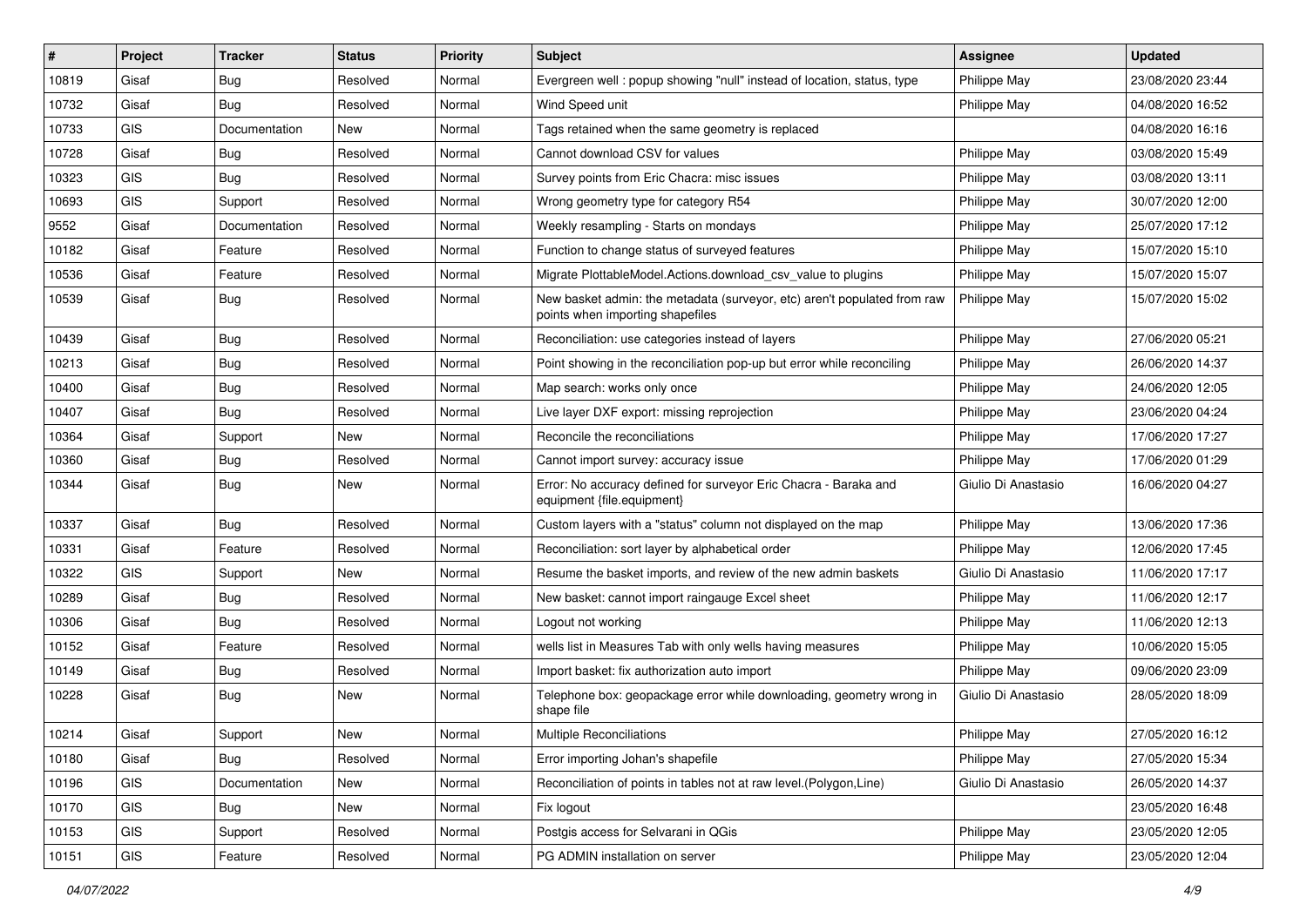| # | Project | Tracker | Status | Priority | Subject | Assignee | Updated |
| --- | --- | --- | --- | --- | --- | --- | --- |
| 10819 | Gisaf | Bug | Resolved | Normal | Evergreen well : popup showing "null" instead of location, status, type | Philippe May | 23/08/2020 23:44 |
| 10732 | Gisaf | Bug | Resolved | Normal | Wind Speed unit | Philippe May | 04/08/2020 16:52 |
| 10733 | GIS | Documentation | New | Normal | Tags retained when the same geometry is replaced | | 04/08/2020 16:16 |
| 10728 | Gisaf | Bug | Resolved | Normal | Cannot download CSV for values | Philippe May | 03/08/2020 15:49 |
| 10323 | GIS | Bug | Resolved | Normal | Survey points from Eric Chacra: misc issues | Philippe May | 03/08/2020 13:11 |
| 10693 | GIS | Support | Resolved | Normal | Wrong geometry type for category R54 | Philippe May | 30/07/2020 12:00 |
| 9552 | Gisaf | Documentation | Resolved | Normal | Weekly resampling - Starts on mondays | Philippe May | 25/07/2020 17:12 |
| 10182 | Gisaf | Feature | Resolved | Normal | Function to change status of surveyed features | Philippe May | 15/07/2020 15:10 |
| 10536 | Gisaf | Feature | Resolved | Normal | Migrate PlottableModel.Actions.download_csv_value to plugins | Philippe May | 15/07/2020 15:07 |
| 10539 | Gisaf | Bug | Resolved | Normal | New basket admin: the metadata (surveyor, etc) aren't populated from raw points when importing shapefiles | Philippe May | 15/07/2020 15:02 |
| 10439 | Gisaf | Bug | Resolved | Normal | Reconciliation: use categories instead of layers | Philippe May | 27/06/2020 05:21 |
| 10213 | Gisaf | Bug | Resolved | Normal | Point showing in the reconciliation pop-up but error while reconciling | Philippe May | 26/06/2020 14:37 |
| 10400 | Gisaf | Bug | Resolved | Normal | Map search: works only once | Philippe May | 24/06/2020 12:05 |
| 10407 | Gisaf | Bug | Resolved | Normal | Live layer DXF export: missing reprojection | Philippe May | 23/06/2020 04:24 |
| 10364 | Gisaf | Support | New | Normal | Reconcile the reconciliations | Philippe May | 17/06/2020 17:27 |
| 10360 | Gisaf | Bug | Resolved | Normal | Cannot import survey: accuracy issue | Philippe May | 17/06/2020 01:29 |
| 10344 | Gisaf | Bug | New | Normal | Error: No accuracy defined for surveyor Eric Chacra - Baraka and equipment {file.equipment} | Giulio Di Anastasio | 16/06/2020 04:27 |
| 10337 | Gisaf | Bug | Resolved | Normal | Custom layers with a "status" column not displayed on the map | Philippe May | 13/06/2020 17:36 |
| 10331 | Gisaf | Feature | Resolved | Normal | Reconciliation: sort layer by alphabetical order | Philippe May | 12/06/2020 17:45 |
| 10322 | GIS | Support | New | Normal | Resume the basket imports, and review of the new admin baskets | Giulio Di Anastasio | 11/06/2020 17:17 |
| 10289 | Gisaf | Bug | Resolved | Normal | New basket: cannot import raingauge Excel sheet | Philippe May | 11/06/2020 12:17 |
| 10306 | Gisaf | Bug | Resolved | Normal | Logout not working | Philippe May | 11/06/2020 12:13 |
| 10152 | Gisaf | Feature | Resolved | Normal | wells list in Measures Tab with only wells having measures | Philippe May | 10/06/2020 15:05 |
| 10149 | Gisaf | Bug | Resolved | Normal | Import basket: fix authorization auto import | Philippe May | 09/06/2020 23:09 |
| 10228 | Gisaf | Bug | New | Normal | Telephone box: geopackage error while downloading, geometry wrong in shape file | Giulio Di Anastasio | 28/05/2020 18:09 |
| 10214 | Gisaf | Support | New | Normal | Multiple Reconciliations | Philippe May | 27/05/2020 16:12 |
| 10180 | Gisaf | Bug | Resolved | Normal | Error importing Johan's shapefile | Philippe May | 27/05/2020 15:34 |
| 10196 | GIS | Documentation | New | Normal | Reconciliation of points in tables not at raw level.(Polygon,Line) | Giulio Di Anastasio | 26/05/2020 14:37 |
| 10170 | GIS | Bug | New | Normal | Fix logout | | 23/05/2020 16:48 |
| 10153 | GIS | Support | Resolved | Normal | Postgis access for Selvarani in QGis | Philippe May | 23/05/2020 12:05 |
| 10151 | GIS | Feature | Resolved | Normal | PG ADMIN installation on server | Philippe May | 23/05/2020 12:04 |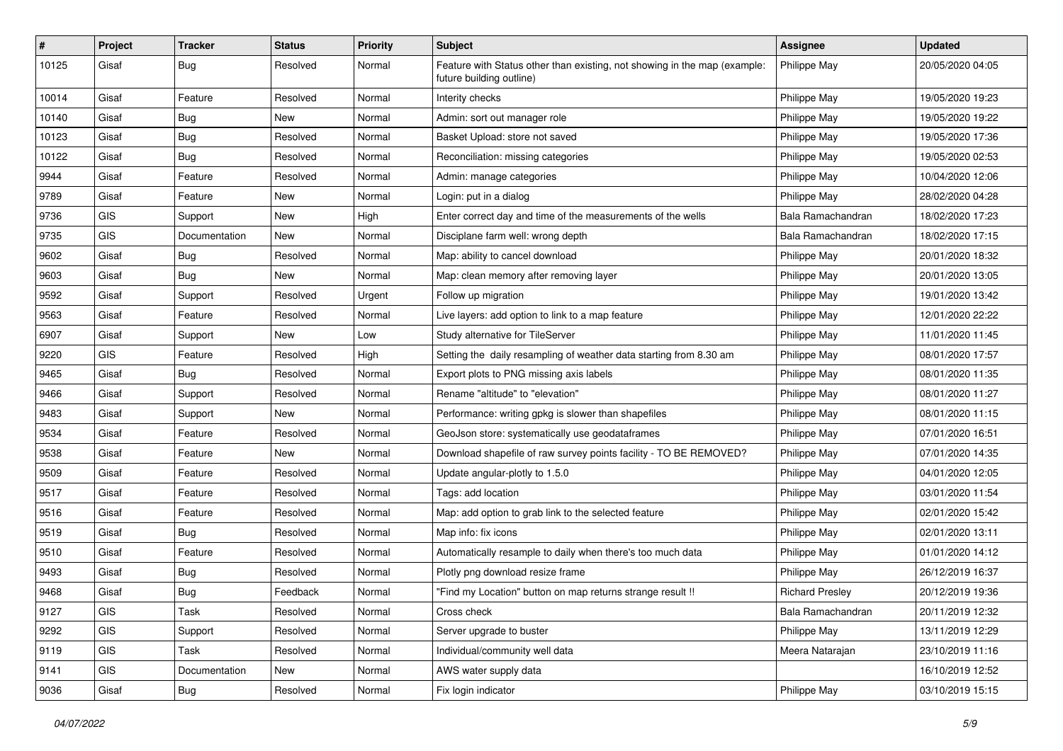| # | Project | Tracker | Status | Priority | Subject | Assignee | Updated |
|---|---|---|---|---|---|---|---|
| 10125 | Gisaf | Bug | Resolved | Normal | Feature with Status other than existing, not showing in the map (example: future building outline) | Philippe May | 20/05/2020 04:05 |
| 10014 | Gisaf | Feature | Resolved | Normal | Interity checks | Philippe May | 19/05/2020 19:23 |
| 10140 | Gisaf | Bug | New | Normal | Admin: sort out manager role | Philippe May | 19/05/2020 19:22 |
| 10123 | Gisaf | Bug | Resolved | Normal | Basket Upload: store not saved | Philippe May | 19/05/2020 17:36 |
| 10122 | Gisaf | Bug | Resolved | Normal | Reconciliation: missing categories | Philippe May | 19/05/2020 02:53 |
| 9944 | Gisaf | Feature | Resolved | Normal | Admin: manage categories | Philippe May | 10/04/2020 12:06 |
| 9789 | Gisaf | Feature | New | Normal | Login: put in a dialog | Philippe May | 28/02/2020 04:28 |
| 9736 | GIS | Support | New | High | Enter correct day and time of the measurements of the wells | Bala Ramachandran | 18/02/2020 17:23 |
| 9735 | GIS | Documentation | New | Normal | Disciplane farm well: wrong depth | Bala Ramachandran | 18/02/2020 17:15 |
| 9602 | Gisaf | Bug | Resolved | Normal | Map: ability to cancel download | Philippe May | 20/01/2020 18:32 |
| 9603 | Gisaf | Bug | New | Normal | Map: clean memory after removing layer | Philippe May | 20/01/2020 13:05 |
| 9592 | Gisaf | Support | Resolved | Urgent | Follow up migration | Philippe May | 19/01/2020 13:42 |
| 9563 | Gisaf | Feature | Resolved | Normal | Live layers: add option to link to a map feature | Philippe May | 12/01/2020 22:22 |
| 6907 | Gisaf | Support | New | Low | Study alternative for TileServer | Philippe May | 11/01/2020 11:45 |
| 9220 | GIS | Feature | Resolved | High | Setting the daily resampling of weather data starting from 8.30 am | Philippe May | 08/01/2020 17:57 |
| 9465 | Gisaf | Bug | Resolved | Normal | Export plots to PNG missing axis labels | Philippe May | 08/01/2020 11:35 |
| 9466 | Gisaf | Support | Resolved | Normal | Rename "altitude" to "elevation" | Philippe May | 08/01/2020 11:27 |
| 9483 | Gisaf | Support | New | Normal | Performance: writing gpkg is slower than shapefiles | Philippe May | 08/01/2020 11:15 |
| 9534 | Gisaf | Feature | Resolved | Normal | GeoJson store: systematically use geodataframes | Philippe May | 07/01/2020 16:51 |
| 9538 | Gisaf | Feature | New | Normal | Download shapefile of raw survey points facility - TO BE REMOVED? | Philippe May | 07/01/2020 14:35 |
| 9509 | Gisaf | Feature | Resolved | Normal | Update angular-plotly to 1.5.0 | Philippe May | 04/01/2020 12:05 |
| 9517 | Gisaf | Feature | Resolved | Normal | Tags: add location | Philippe May | 03/01/2020 11:54 |
| 9516 | Gisaf | Feature | Resolved | Normal | Map: add option to grab link to the selected feature | Philippe May | 02/01/2020 15:42 |
| 9519 | Gisaf | Bug | Resolved | Normal | Map info: fix icons | Philippe May | 02/01/2020 13:11 |
| 9510 | Gisaf | Feature | Resolved | Normal | Automatically resample to daily when there's too much data | Philippe May | 01/01/2020 14:12 |
| 9493 | Gisaf | Bug | Resolved | Normal | Plotly png download resize frame | Philippe May | 26/12/2019 16:37 |
| 9468 | Gisaf | Bug | Feedback | Normal | "Find my Location" button on map returns strange result !! | Richard Presley | 20/12/2019 19:36 |
| 9127 | GIS | Task | Resolved | Normal | Cross check | Bala Ramachandran | 20/11/2019 12:32 |
| 9292 | GIS | Support | Resolved | Normal | Server upgrade to buster | Philippe May | 13/11/2019 12:29 |
| 9119 | GIS | Task | Resolved | Normal | Individual/community well data | Meera Natarajan | 23/10/2019 11:16 |
| 9141 | GIS | Documentation | New | Normal | AWS water supply data | | 16/10/2019 12:52 |
| 9036 | Gisaf | Bug | Resolved | Normal | Fix login indicator | Philippe May | 03/10/2019 15:15 |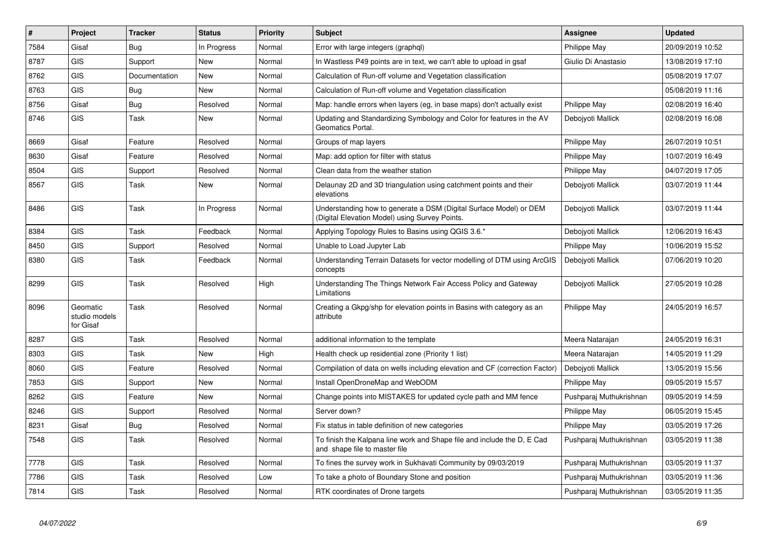| # | Project | Tracker | Status | Priority | Subject | Assignee | Updated |
|---|---|---|---|---|---|---|---|
| 7584 | Gisaf | Bug | In Progress | Normal | Error with large integers (graphql) | Philippe May | 20/09/2019 10:52 |
| 8787 | GIS | Support | New | Normal | In Wastless P49 points are in text, we can't able to upload in gsaf | Giulio Di Anastasio | 13/08/2019 17:10 |
| 8762 | GIS | Documentation | New | Normal | Calculation of Run-off volume and Vegetation classification | | 05/08/2019 17:07 |
| 8763 | GIS | Bug | New | Normal | Calculation of Run-off volume and Vegetation classification | | 05/08/2019 11:16 |
| 8756 | Gisaf | Bug | Resolved | Normal | Map: handle errors when layers (eg, in base maps) don't actually exist | Philippe May | 02/08/2019 16:40 |
| 8746 | GIS | Task | New | Normal | Updating and Standardizing Symbology and Color for features in the AV Geomatics Portal. | Debojyoti Mallick | 02/08/2019 16:08 |
| 8669 | Gisaf | Feature | Resolved | Normal | Groups of map layers | Philippe May | 26/07/2019 10:51 |
| 8630 | Gisaf | Feature | Resolved | Normal | Map: add option for filter with status | Philippe May | 10/07/2019 16:49 |
| 8504 | GIS | Support | Resolved | Normal | Clean data from the weather station | Philippe May | 04/07/2019 17:05 |
| 8567 | GIS | Task | New | Normal | Delaunay 2D and 3D triangulation using catchment points and their elevations | Debojyoti Mallick | 03/07/2019 11:44 |
| 8486 | GIS | Task | In Progress | Normal | Understanding how to generate a DSM (Digital Surface Model) or DEM (Digital Elevation Model) using Survey Points. | Debojyoti Mallick | 03/07/2019 11:44 |
| 8384 | GIS | Task | Feedback | Normal | Applying Topology Rules to Basins using QGIS 3.6.* | Debojyoti Mallick | 12/06/2019 16:43 |
| 8450 | GIS | Support | Resolved | Normal | Unable to Load Jupyter Lab | Philippe May | 10/06/2019 15:52 |
| 8380 | GIS | Task | Feedback | Normal | Understanding Terrain Datasets for vector modelling of DTM using ArcGIS concepts | Debojyoti Mallick | 07/06/2019 10:20 |
| 8299 | GIS | Task | Resolved | High | Understanding The Things Network Fair Access Policy and Gateway Limitations | Debojyoti Mallick | 27/05/2019 10:28 |
| 8096 | Geomatic studio models for Gisaf | Task | Resolved | Normal | Creating a Gkpg/shp for elevation points in Basins with category as an attribute | Philippe May | 24/05/2019 16:57 |
| 8287 | GIS | Task | Resolved | Normal | additional information to the template | Meera Natarajan | 24/05/2019 16:31 |
| 8303 | GIS | Task | New | High | Health check up residential zone (Priority 1 list) | Meera Natarajan | 14/05/2019 11:29 |
| 8060 | GIS | Feature | Resolved | Normal | Compilation of data on wells including elevation and CF (correction Factor) | Debojyoti Mallick | 13/05/2019 15:56 |
| 7853 | GIS | Support | New | Normal | Install OpenDroneMap and WebODM | Philippe May | 09/05/2019 15:57 |
| 8262 | GIS | Feature | New | Normal | Change points into MISTAKES for updated cycle path and MM fence | Pushparaj Muthukrishnan | 09/05/2019 14:59 |
| 8246 | GIS | Support | Resolved | Normal | Server down? | Philippe May | 06/05/2019 15:45 |
| 8231 | Gisaf | Bug | Resolved | Normal | Fix status in table definition of new categories | Philippe May | 03/05/2019 17:26 |
| 7548 | GIS | Task | Resolved | Normal | To finish the Kalpana line work and Shape file and include the D, E Cad and shape file to master file | Pushparaj Muthukrishnan | 03/05/2019 11:38 |
| 7778 | GIS | Task | Resolved | Normal | To fines the survey work in Sukhavati Community by 09/03/2019 | Pushparaj Muthukrishnan | 03/05/2019 11:37 |
| 7786 | GIS | Task | Resolved | Low | To take a photo of Boundary Stone and position | Pushparaj Muthukrishnan | 03/05/2019 11:36 |
| 7814 | GIS | Task | Resolved | Normal | RTK coordinates of Drone targets | Pushparaj Muthukrishnan | 03/05/2019 11:35 |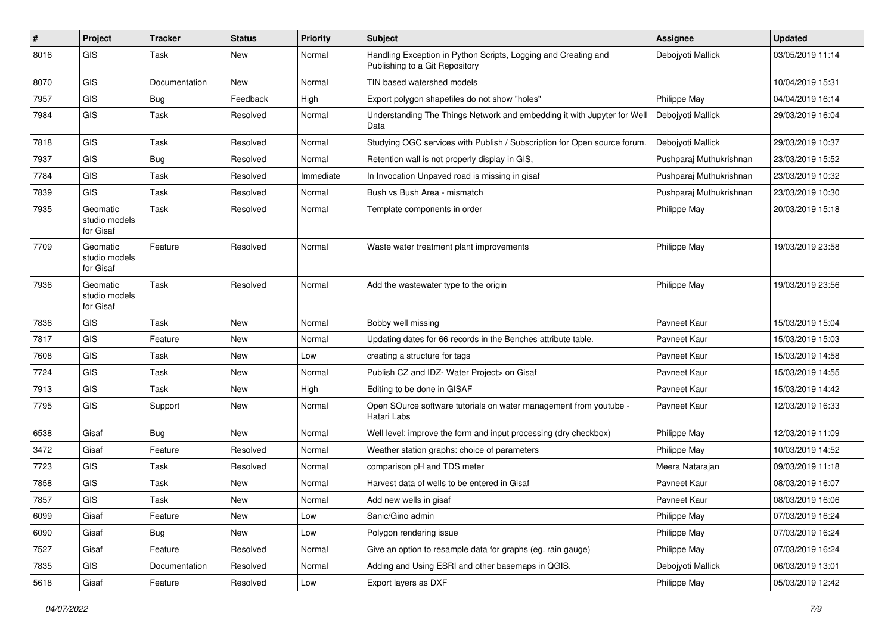| # | Project | Tracker | Status | Priority | Subject | Assignee | Updated |
|---|---|---|---|---|---|---|---|
| 8016 | GIS | Task | New | Normal | Handling Exception in Python Scripts, Logging and Creating and Publishing to a Git Repository | Debojyoti Mallick | 03/05/2019 11:14 |
| 8070 | GIS | Documentation | New | Normal | TIN based watershed models | | 10/04/2019 15:31 |
| 7957 | GIS | Bug | Feedback | High | Export polygon shapefiles do not show "holes" | Philippe May | 04/04/2019 16:14 |
| 7984 | GIS | Task | Resolved | Normal | Understanding The Things Network and embedding it with Jupyter for Well Data | Debojyoti Mallick | 29/03/2019 16:04 |
| 7818 | GIS | Task | Resolved | Normal | Studying OGC services with Publish / Subscription for Open source forum. | Debojyoti Mallick | 29/03/2019 10:37 |
| 7937 | GIS | Bug | Resolved | Normal | Retention wall is not properly display in GIS, | Pushparaj Muthukrishnan | 23/03/2019 15:52 |
| 7784 | GIS | Task | Resolved | Immediate | In Invocation Unpaved road is missing in gisaf | Pushparaj Muthukrishnan | 23/03/2019 10:32 |
| 7839 | GIS | Task | Resolved | Normal | Bush vs Bush Area - mismatch | Pushparaj Muthukrishnan | 23/03/2019 10:30 |
| 7935 | Geomatic studio models for Gisaf | Task | Resolved | Normal | Template components in order | Philippe May | 20/03/2019 15:18 |
| 7709 | Geomatic studio models for Gisaf | Feature | Resolved | Normal | Waste water treatment plant improvements | Philippe May | 19/03/2019 23:58 |
| 7936 | Geomatic studio models for Gisaf | Task | Resolved | Normal | Add the wastewater type to the origin | Philippe May | 19/03/2019 23:56 |
| 7836 | GIS | Task | New | Normal | Bobby well missing | Pavneet Kaur | 15/03/2019 15:04 |
| 7817 | GIS | Feature | New | Normal | Updating dates for 66 records in the Benches attribute table. | Pavneet Kaur | 15/03/2019 15:03 |
| 7608 | GIS | Task | New | Low | creating a structure for tags | Pavneet Kaur | 15/03/2019 14:58 |
| 7724 | GIS | Task | New | Normal | Publish CZ and IDZ- Water Project> on Gisaf | Pavneet Kaur | 15/03/2019 14:55 |
| 7913 | GIS | Task | New | High | Editing to be done in GISAF | Pavneet Kaur | 15/03/2019 14:42 |
| 7795 | GIS | Support | New | Normal | Open SOurce software tutorials on water management from youtube - Hatari Labs | Pavneet Kaur | 12/03/2019 16:33 |
| 6538 | Gisaf | Bug | New | Normal | Well level: improve the form and input processing (dry checkbox) | Philippe May | 12/03/2019 11:09 |
| 3472 | Gisaf | Feature | Resolved | Normal | Weather station graphs: choice of parameters | Philippe May | 10/03/2019 14:52 |
| 7723 | GIS | Task | Resolved | Normal | comparison pH and TDS meter | Meera Natarajan | 09/03/2019 11:18 |
| 7858 | GIS | Task | New | Normal | Harvest data of wells to be entered in Gisaf | Pavneet Kaur | 08/03/2019 16:07 |
| 7857 | GIS | Task | New | Normal | Add new wells in gisaf | Pavneet Kaur | 08/03/2019 16:06 |
| 6099 | Gisaf | Feature | New | Low | Sanic/Gino admin | Philippe May | 07/03/2019 16:24 |
| 6090 | Gisaf | Bug | New | Low | Polygon rendering issue | Philippe May | 07/03/2019 16:24 |
| 7527 | Gisaf | Feature | Resolved | Normal | Give an option to resample data for graphs (eg. rain gauge) | Philippe May | 07/03/2019 16:24 |
| 7835 | GIS | Documentation | Resolved | Normal | Adding and Using ESRI and other basemaps in QGIS. | Debojyoti Mallick | 06/03/2019 13:01 |
| 5618 | Gisaf | Feature | Resolved | Low | Export layers as DXF | Philippe May | 05/03/2019 12:42 |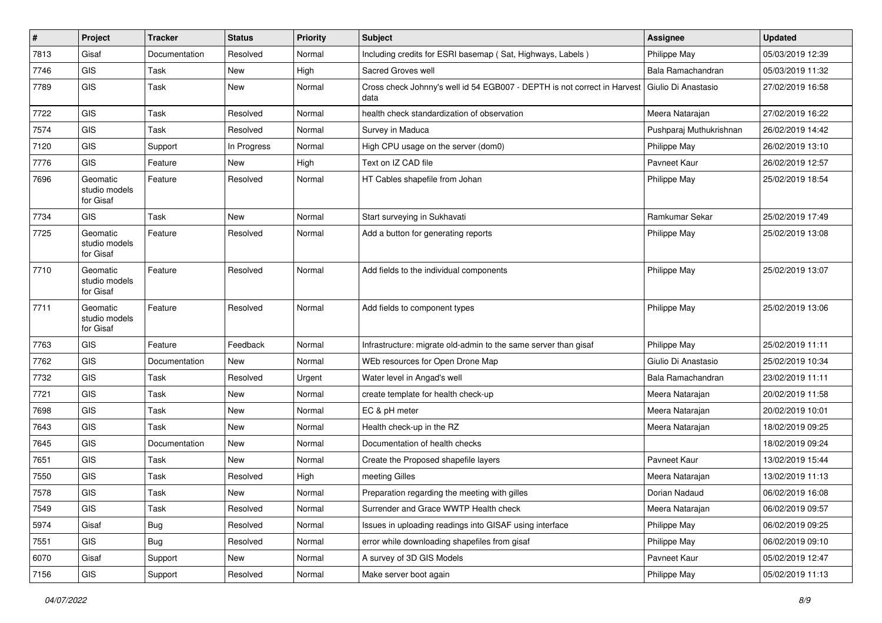| # | Project | Tracker | Status | Priority | Subject | Assignee | Updated |
|---|---|---|---|---|---|---|---|
| 7813 | Gisaf | Documentation | Resolved | Normal | Including credits for ESRI basemap ( Sat, Highways, Labels ) | Philippe May | 05/03/2019 12:39 |
| 7746 | GIS | Task | New | High | Sacred Groves well | Bala Ramachandran | 05/03/2019 11:32 |
| 7789 | GIS | Task | New | Normal | Cross check Johnny's well id 54 EGB007 - DEPTH is not correct in Harvest data | Giulio Di Anastasio | 27/02/2019 16:58 |
| 7722 | GIS | Task | Resolved | Normal | health check standardization of observation | Meera Natarajan | 27/02/2019 16:22 |
| 7574 | GIS | Task | Resolved | Normal | Survey in Maduca | Pushparaj Muthukrishnan | 26/02/2019 14:42 |
| 7120 | GIS | Support | In Progress | Normal | High CPU usage on the server (dom0) | Philippe May | 26/02/2019 13:10 |
| 7776 | GIS | Feature | New | High | Text on IZ CAD file | Pavneet Kaur | 26/02/2019 12:57 |
| 7696 | Geomatic studio models for Gisaf | Feature | Resolved | Normal | HT Cables shapefile from Johan | Philippe May | 25/02/2019 18:54 |
| 7734 | GIS | Task | New | Normal | Start surveying in Sukhavati | Ramkumar Sekar | 25/02/2019 17:49 |
| 7725 | Geomatic studio models for Gisaf | Feature | Resolved | Normal | Add a button for generating reports | Philippe May | 25/02/2019 13:08 |
| 7710 | Geomatic studio models for Gisaf | Feature | Resolved | Normal | Add fields to the individual components | Philippe May | 25/02/2019 13:07 |
| 7711 | Geomatic studio models for Gisaf | Feature | Resolved | Normal | Add fields to component types | Philippe May | 25/02/2019 13:06 |
| 7763 | GIS | Feature | Feedback | Normal | Infrastructure: migrate old-admin to the same server than gisaf | Philippe May | 25/02/2019 11:11 |
| 7762 | GIS | Documentation | New | Normal | WEb resources for Open Drone Map | Giulio Di Anastasio | 25/02/2019 10:34 |
| 7732 | GIS | Task | Resolved | Urgent | Water level in Angad's well | Bala Ramachandran | 23/02/2019 11:11 |
| 7721 | GIS | Task | New | Normal | create template for health check-up | Meera Natarajan | 20/02/2019 11:58 |
| 7698 | GIS | Task | New | Normal | EC & pH meter | Meera Natarajan | 20/02/2019 10:01 |
| 7643 | GIS | Task | New | Normal | Health check-up in the RZ | Meera Natarajan | 18/02/2019 09:25 |
| 7645 | GIS | Documentation | New | Normal | Documentation of health checks | | 18/02/2019 09:24 |
| 7651 | GIS | Task | New | Normal | Create the Proposed shapefile layers | Pavneet Kaur | 13/02/2019 15:44 |
| 7550 | GIS | Task | Resolved | High | meeting Gilles | Meera Natarajan | 13/02/2019 11:13 |
| 7578 | GIS | Task | New | Normal | Preparation regarding the meeting with gilles | Dorian Nadaud | 06/02/2019 16:08 |
| 7549 | GIS | Task | Resolved | Normal | Surrender and Grace WWTP Health check | Meera Natarajan | 06/02/2019 09:57 |
| 5974 | Gisaf | Bug | Resolved | Normal | Issues in uploading readings into GISAF using interface | Philippe May | 06/02/2019 09:25 |
| 7551 | GIS | Bug | Resolved | Normal | error while downloading shapefiles from gisaf | Philippe May | 06/02/2019 09:10 |
| 6070 | Gisaf | Support | New | Normal | A survey of 3D GIS Models | Pavneet Kaur | 05/02/2019 12:47 |
| 7156 | GIS | Support | Resolved | Normal | Make server boot again | Philippe May | 05/02/2019 11:13 |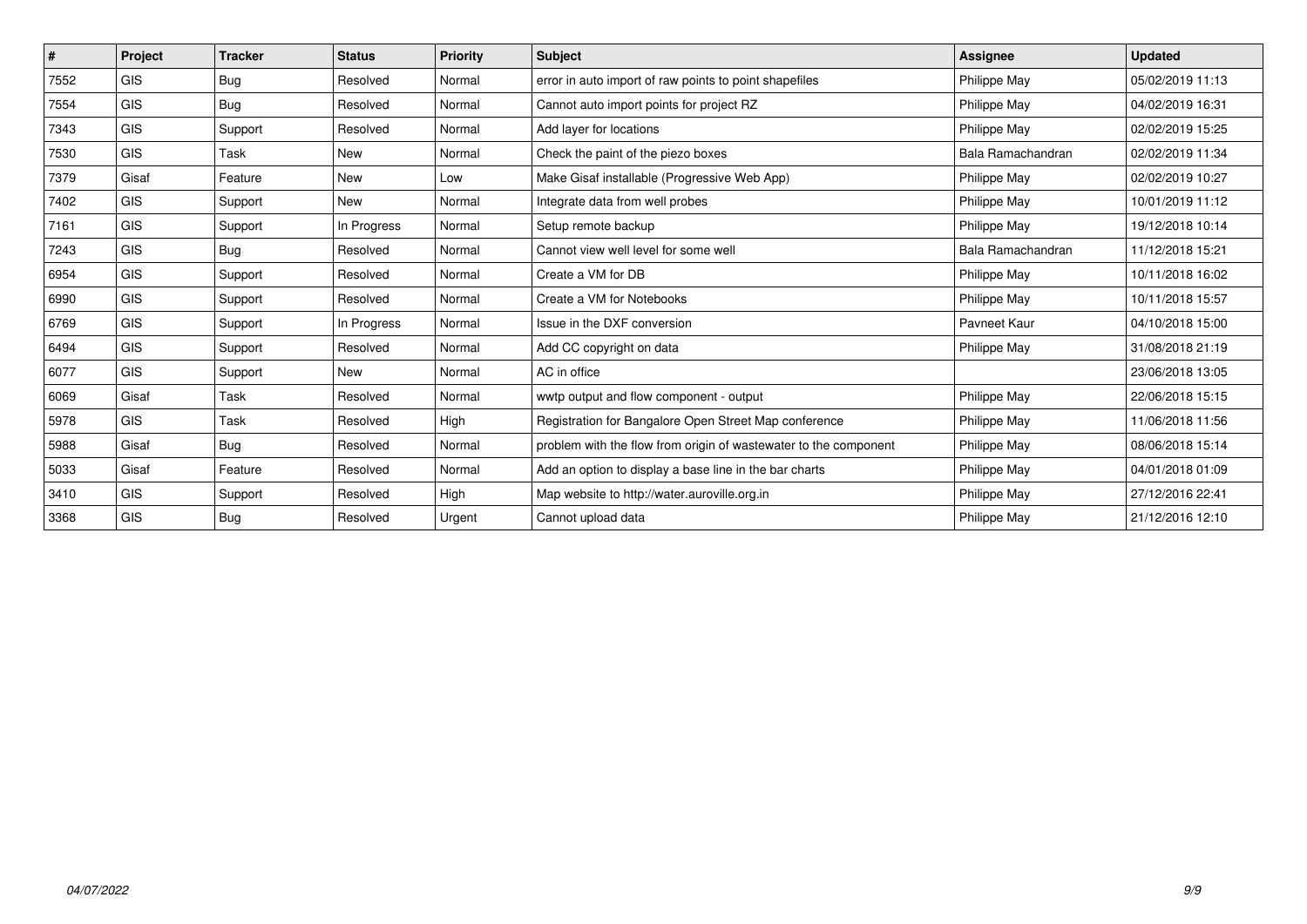| # | Project | Tracker | Status | Priority | Subject | Assignee | Updated |
|---|---|---|---|---|---|---|---|
| 7552 | GIS | Bug | Resolved | Normal | error in auto import of raw points to point shapefiles | Philippe May | 05/02/2019 11:13 |
| 7554 | GIS | Bug | Resolved | Normal | Cannot auto import points for project RZ | Philippe May | 04/02/2019 16:31 |
| 7343 | GIS | Support | Resolved | Normal | Add layer for locations | Philippe May | 02/02/2019 15:25 |
| 7530 | GIS | Task | New | Normal | Check the paint of the piezo boxes | Bala Ramachandran | 02/02/2019 11:34 |
| 7379 | Gisaf | Feature | New | Low | Make Gisaf installable (Progressive Web App) | Philippe May | 02/02/2019 10:27 |
| 7402 | GIS | Support | New | Normal | Integrate data from well probes | Philippe May | 10/01/2019 11:12 |
| 7161 | GIS | Support | In Progress | Normal | Setup remote backup | Philippe May | 19/12/2018 10:14 |
| 7243 | GIS | Bug | Resolved | Normal | Cannot view well level for some well | Bala Ramachandran | 11/12/2018 15:21 |
| 6954 | GIS | Support | Resolved | Normal | Create a VM for DB | Philippe May | 10/11/2018 16:02 |
| 6990 | GIS | Support | Resolved | Normal | Create a VM for Notebooks | Philippe May | 10/11/2018 15:57 |
| 6769 | GIS | Support | In Progress | Normal | Issue in the DXF conversion | Pavneet Kaur | 04/10/2018 15:00 |
| 6494 | GIS | Support | Resolved | Normal | Add CC copyright on data | Philippe May | 31/08/2018 21:19 |
| 6077 | GIS | Support | New | Normal | AC in office | | 23/06/2018 13:05 |
| 6069 | Gisaf | Task | Resolved | Normal | wwtp output and flow component - output | Philippe May | 22/06/2018 15:15 |
| 5978 | GIS | Task | Resolved | High | Registration for Bangalore Open Street Map conference | Philippe May | 11/06/2018 11:56 |
| 5988 | Gisaf | Bug | Resolved | Normal | problem with the flow from origin of wastewater to the component | Philippe May | 08/06/2018 15:14 |
| 5033 | Gisaf | Feature | Resolved | Normal | Add an option to display a base line in the bar charts | Philippe May | 04/01/2018 01:09 |
| 3410 | GIS | Support | Resolved | High | Map website to http://water.auroville.org.in | Philippe May | 27/12/2016 22:41 |
| 3368 | GIS | Bug | Resolved | Urgent | Cannot upload data | Philippe May | 21/12/2016 12:10 |